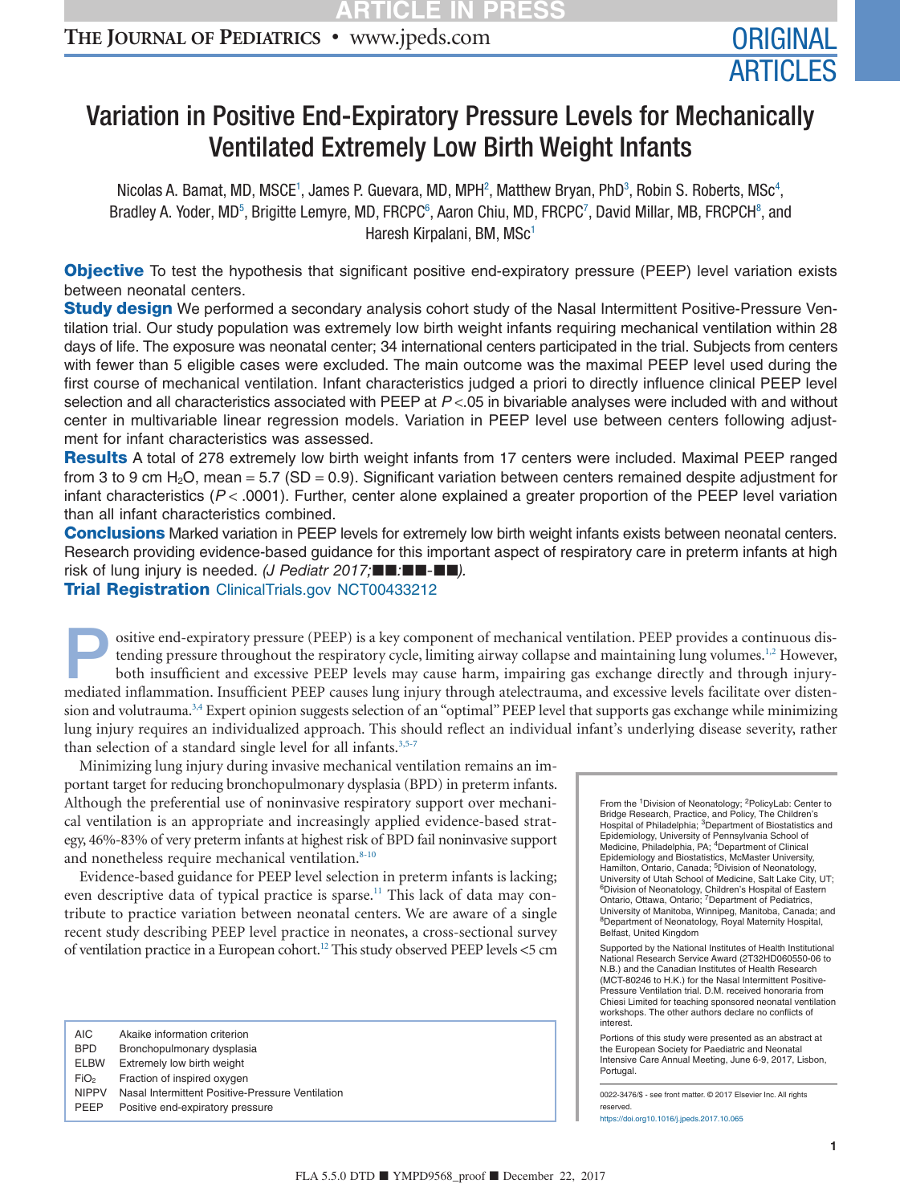# Variation in Positive End-Expiratory Pressure Levels for Mechanically Ventilated Extremely Low Birth Weight Infants

Nicolas A. Bamat, MD, MSCE[1], James P. Guevara, MD, MPH[2], Matthew Bryan, PhD[3], Robin S. Roberts, MSc[4], Bradley A. Yoder, MD[5], Brigitte Lemyre, MD, FRCPC[6], Aaron Chiu, MD, FRCPC[7], David Millar, MB, FRCPCH[8], and Haresh Kirpalani, BM, MSc[1]

**Objective** To test the hypothesis that significant positive end-expiratory pressure (PEEP) level variation exists between neonatal centers.

**Study design** We performed a secondary analysis cohort study of the Nasal Intermittent Positive-Pressure Ventilation trial. Our study population was extremely low birth weight infants requiring mechanical ventilation within 28 days of life. The exposure was neonatal center; 34 international centers participated in the trial. Subjects from centers with fewer than 5 eligible cases were excluded. The main outcome was the maximal PEEP level used during the first course of mechanical ventilation. Infant characteristics judged a priori to directly influence clinical PEEP level selection and all characteristics associated with PEEP at $P<.05$ in bivariable analyses were included with and without center in multivariable linear regression models. Variation in PEEP level use between centers following adjustment for infant characteristics was assessed.

**Results** A total of 278 extremely low birth weight infants from 17 centers were included. Maximal PEEP ranged from 3 to 9 cm $H_2O$, mean = 5.7 (SD = 0.9). Significant variation between centers remained despite adjustment for infant characteristics ($P < .0001$). Further, center alone explained a greater proportion of the PEEP level variation than all infant characteristics combined.

**Conclusions** Marked variation in PEEP levels for extremely low birth weight infants exists between neonatal centers. Research providing evidence-based guidance for this important aspect of respiratory care in preterm infants at high risk of lung injury is needed. *(J Pediatr 2017;■■:■■-■■).*

**Trial Registration** ClinicalTrials.gov NCT00433212

Positive end-expiratory pressure (PEEP) is a key component of mechanical ventilation. PEEP provides a continuous distending pressure throughout the respiratory cycle, limiting airway collapse and maintaining lung volumes.[1,2] However, both insufficient and excessive PEEP levels may cause harm, impairing gas exchange directly and through injury-mediated inflammation. Insufficient PEEP causes lung injury through atelectrauma, and excessive levels facilitate over distension and volutrauma.[3,4] Expert opinion suggests selection of an "optimal" PEEP level that supports gas exchange while minimizing lung injury requires an individualized approach. This should reflect an individual infant's underlying disease severity, rather than selection of a standard single level for all infants.[3,5-7]

Minimizing lung injury during invasive mechanical ventilation remains an important target for reducing bronchopulmonary dysplasia (BPD) in preterm infants. Although the preferential use of noninvasive respiratory support over mechanical ventilation is an appropriate and increasingly applied evidence-based strategy, 46%-83% of very preterm infants at highest risk of BPD fail noninvasive support and nonetheless require mechanical ventilation.[8-10]

Evidence-based guidance for PEEP level selection in preterm infants is lacking; even descriptive data of typical practice is sparse.[11] This lack of data may contribute to practice variation between neonatal centers. We are aware of a single recent study describing PEEP level practice in neonates, a cross-sectional survey of ventilation practice in a European cohort.[12] This study observed PEEP levels <5 cm

| | |
|---|---|
| AIC | Akaike information criterion |
| BPD | Bronchopulmonary dysplasia |
| ELBW | Extremely low birth weight |
| $FiO_2$ | Fraction of inspired oxygen |
| NIPPV | Nasal Intermittent Positive-Pressure Ventilation |
| PEEP | Positive end-expiratory pressure |

From the [1]Division of Neonatology; [2]PolicyLab: Center to Bridge Research, Practice, and Policy, The Children's Hospital of Philadelphia; [3]Department of Biostatistics and Epidemiology, University of Pennsylvania School of Medicine, Philadelphia, PA; [4]Department of Clinical Epidemiology and Biostatistics, McMaster University, Hamilton, Ontario, Canada; [5]Division of Neonatology, University of Utah School of Medicine, Salt Lake City, UT; [6]Division of Neonatology, Children's Hospital of Eastern Ontario, Ottawa, Ontario; [7]Department of Pediatrics, University of Manitoba, Winnipeg, Manitoba, Canada; and [8]Department of Neonatology, Royal Maternity Hospital, Belfast, United Kingdom

Supported by the National Institutes of Health Institutional National Research Service Award (2T32HD060550-06 to N.B.) and the Canadian Institutes of Health Research (MCT-80246 to H.K.) for the Nasal Intermittent Positive-Pressure Ventilation trial. D.M. received honoraria from Chiesi Limited for teaching sponsored neonatal ventilation workshops. The other authors declare no conflicts of interest.

Portions of this study were presented as an abstract at the European Society for Paediatric and Neonatal Intensive Care Annual Meeting, June 6-9, 2017, Lisbon, Portugal.

0022-3476/$ - see front matter. © 2017 Elsevier Inc. All rights reserved.
https://doi.org10.1016/j.jpeds.2017.10.065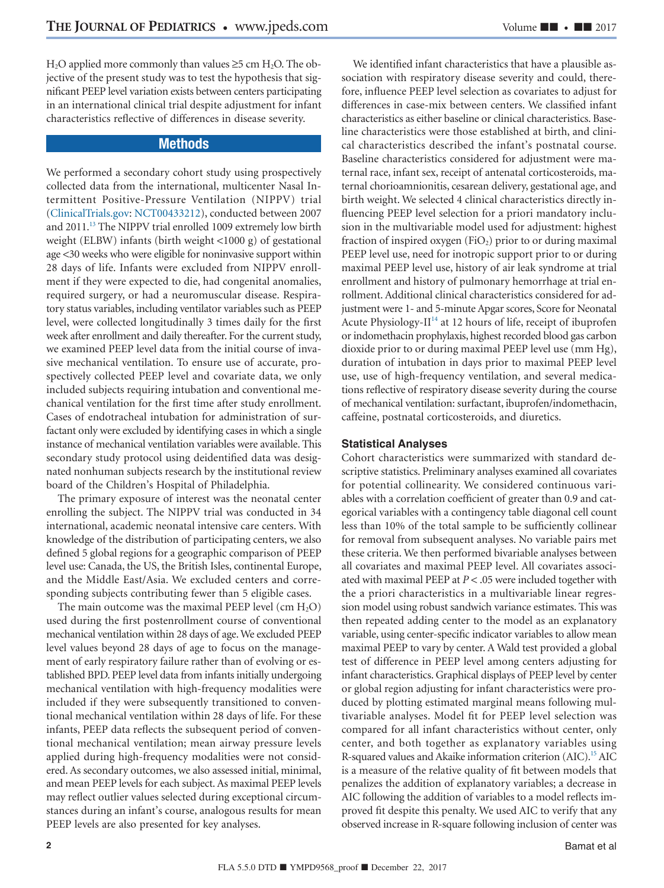$H_2O$ applied more commonly than values ≥5 cm $H_2O$. The objective of the present study was to test the hypothesis that significant PEEP level variation exists between centers participating in an international clinical trial despite adjustment for infant characteristics reflective of differences in disease severity.

## Methods

We performed a secondary cohort study using prospectively collected data from the international, multicenter Nasal Intermittent Positive-Pressure Ventilation (NIPPV) trial (ClinicalTrials.gov: NCT00433212), conducted between 2007 and 2011.[13] The NIPPV trial enrolled 1009 extremely low birth weight (ELBW) infants (birth weight <1000 g) of gestational age <30 weeks who were eligible for noninvasive support within 28 days of life. Infants were excluded from NIPPV enrollment if they were expected to die, had congenital anomalies, required surgery, or had a neuromuscular disease. Respiratory status variables, including ventilator variables such as PEEP level, were collected longitudinally 3 times daily for the first week after enrollment and daily thereafter. For the current study, we examined PEEP level data from the initial course of invasive mechanical ventilation. To ensure use of accurate, prospectively collected PEEP level and covariate data, we only included subjects requiring intubation and conventional mechanical ventilation for the first time after study enrollment. Cases of endotracheal intubation for administration of surfactant only were excluded by identifying cases in which a single instance of mechanical ventilation variables were available. This secondary study protocol using deidentified data was designated nonhuman subjects research by the institutional review board of the Children's Hospital of Philadelphia.

The primary exposure of interest was the neonatal center enrolling the subject. The NIPPV trial was conducted in 34 international, academic neonatal intensive care centers. With knowledge of the distribution of participating centers, we also defined 5 global regions for a geographic comparison of PEEP level use: Canada, the US, the British Isles, continental Europe, and the Middle East/Asia. We excluded centers and corresponding subjects contributing fewer than 5 eligible cases.

The main outcome was the maximal PEEP level (cm $H_2O$) used during the first postenrollment course of conventional mechanical ventilation within 28 days of age. We excluded PEEP level values beyond 28 days of age to focus on the management of early respiratory failure rather than of evolving or established BPD. PEEP level data from infants initially undergoing mechanical ventilation with high-frequency modalities were included if they were subsequently transitioned to conventional mechanical ventilation within 28 days of life. For these infants, PEEP data reflects the subsequent period of conventional mechanical ventilation; mean airway pressure levels applied during high-frequency modalities were not considered. As secondary outcomes, we also assessed initial, minimal, and mean PEEP levels for each subject. As maximal PEEP levels may reflect outlier values selected during exceptional circumstances during an infant's course, analogous results for mean PEEP levels are also presented for key analyses.

We identified infant characteristics that have a plausible association with respiratory disease severity and could, therefore, influence PEEP level selection as covariates to adjust for differences in case-mix between centers. We classified infant characteristics as either baseline or clinical characteristics. Baseline characteristics were those established at birth, and clinical characteristics described the infant's postnatal course. Baseline characteristics considered for adjustment were maternal race, infant sex, receipt of antenatal corticosteroids, maternal chorioamnionitis, cesarean delivery, gestational age, and birth weight. We selected 4 clinical characteristics directly influencing PEEP level selection for a priori mandatory inclusion in the multivariable model used for adjustment: highest fraction of inspired oxygen ($FiO_2$) prior to or during maximal PEEP level use, need for inotropic support prior to or during maximal PEEP level use, history of air leak syndrome at trial enrollment and history of pulmonary hemorrhage at trial enrollment. Additional clinical characteristics considered for adjustment were 1- and 5-minute Apgar scores, Score for Neonatal Acute Physiology-II[14] at 12 hours of life, receipt of ibuprofen or indomethacin prophylaxis, highest recorded blood gas carbon dioxide prior to or during maximal PEEP level use (mm Hg), duration of intubation in days prior to maximal PEEP level use, use of high-frequency ventilation, and several medications reflective of respiratory disease severity during the course of mechanical ventilation: surfactant, ibuprofen/indomethacin, caffeine, postnatal corticosteroids, and diuretics.

### Statistical Analyses

Cohort characteristics were summarized with standard descriptive statistics. Preliminary analyses examined all covariates for potential collinearity. We considered continuous variables with a correlation coefficient of greater than 0.9 and categorical variables with a contingency table diagonal cell count less than 10% of the total sample to be sufficiently collinear for removal from subsequent analyses. No variable pairs met these criteria. We then performed bivariable analyses between all covariates and maximal PEEP level. All covariates associated with maximal PEEP at $P < .05$ were included together with the a priori characteristics in a multivariable linear regression model using robust sandwich variance estimates. This was then repeated adding center to the model as an explanatory variable, using center-specific indicator variables to allow mean maximal PEEP to vary by center. A Wald test provided a global test of difference in PEEP level among centers adjusting for infant characteristics. Graphical displays of PEEP level by center or global region adjusting for infant characteristics were produced by plotting estimated marginal means following multivariable analyses. Model fit for PEEP level selection was compared for all infant characteristics without center, only center, and both together as explanatory variables using R-squared values and Akaike information criterion (AIC).[15] AIC is a measure of the relative quality of fit between models that penalizes the addition of explanatory variables; a decrease in AIC following the addition of variables to a model reflects improved fit despite this penalty. We used AIC to verify that any observed increase in R-square following inclusion of center was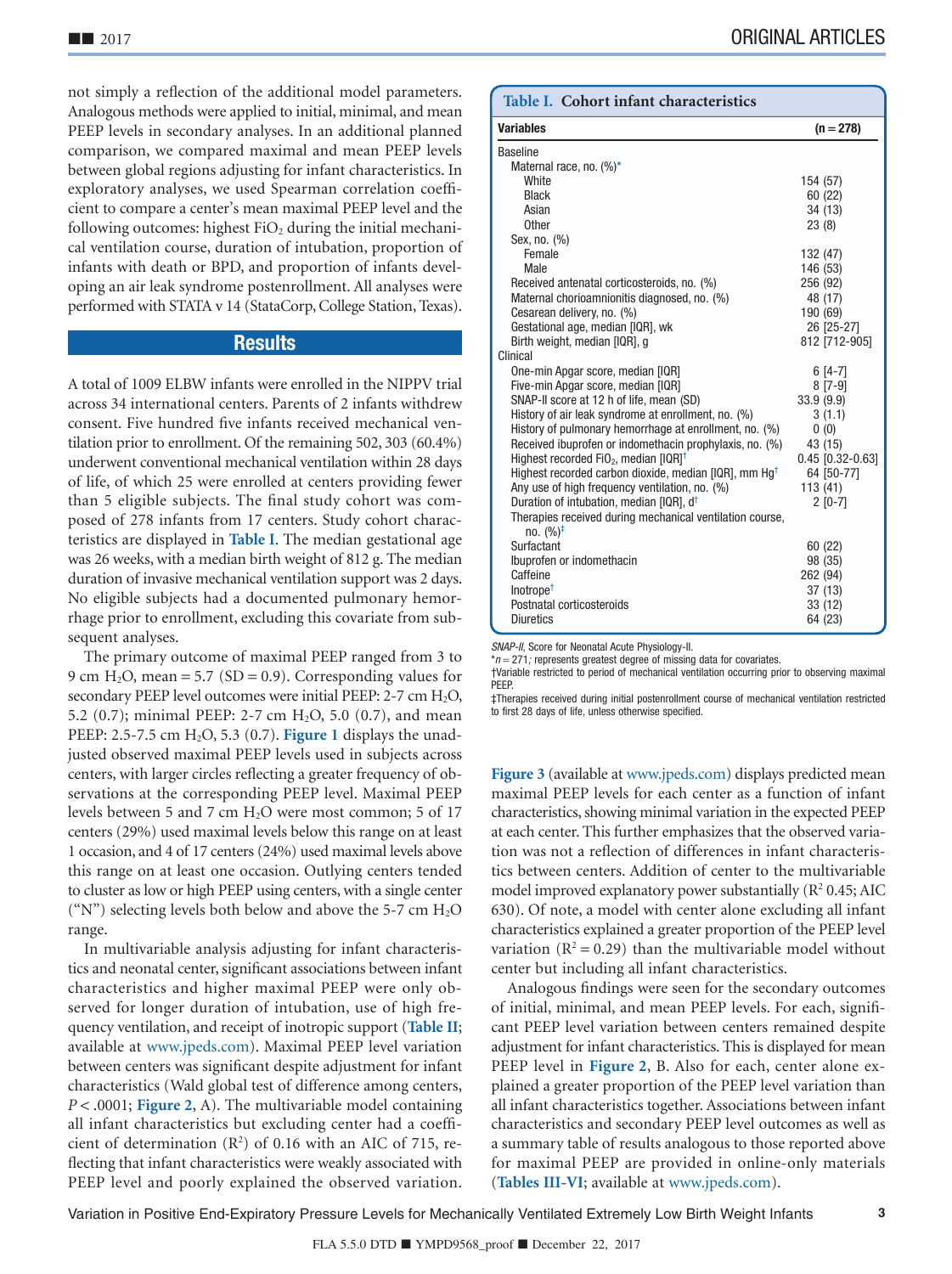not simply a reflection of the additional model parameters. Analogous methods were applied to initial, minimal, and mean PEEP levels in secondary analyses. In an additional planned comparison, we compared maximal and mean PEEP levels between global regions adjusting for infant characteristics. In exploratory analyses, we used Spearman correlation coefficient to compare a center's mean maximal PEEP level and the following outcomes: highest $FiO_2$ during the initial mechanical ventilation course, duration of intubation, proportion of infants with death or BPD, and proportion of infants developing an air leak syndrome postenrollment. All analyses were performed with STATA v 14 (StataCorp, College Station, Texas).

## Results

A total of 1009 ELBW infants were enrolled in the NIPPV trial across 34 international centers. Parents of 2 infants withdrew consent. Five hundred five infants received mechanical ventilation prior to enrollment. Of the remaining 502, 303 (60.4%) underwent conventional mechanical ventilation within 28 days of life, of which 25 were enrolled at centers providing fewer than 5 eligible subjects. The final study cohort was composed of 278 infants from 17 centers. Study cohort characteristics are displayed in **Table I**. The median gestational age was 26 weeks, with a median birth weight of 812 g. The median duration of invasive mechanical ventilation support was 2 days. No eligible subjects had a documented pulmonary hemorrhage prior to enrollment, excluding this covariate from subsequent analyses.

The primary outcome of maximal PEEP ranged from 3 to 9 cm $H_2O$, mean = 5.7 (SD = 0.9). Corresponding values for secondary PEEP level outcomes were initial PEEP: 2-7 cm $H_2O$, 5.2 (0.7); minimal PEEP: 2-7 cm $H_2O$, 5.0 (0.7), and mean PEEP: 2.5-7.5 cm $H_2O$, 5.3 (0.7). **Figure 1** displays the unadjusted observed maximal PEEP levels used in subjects across centers, with larger circles reflecting a greater frequency of observations at the corresponding PEEP level. Maximal PEEP levels between 5 and 7 cm $H_2O$ were most common; 5 of 17 centers (29%) used maximal levels below this range on at least 1 occasion, and 4 of 17 centers (24%) used maximal levels above this range on at least one occasion. Outlying centers tended to cluster as low or high PEEP using centers, with a single center ("N") selecting levels both below and above the 5-7 cm $H_2O$ range.

In multivariable analysis adjusting for infant characteristics and neonatal center, significant associations between infant characteristics and higher maximal PEEP were only observed for longer duration of intubation, use of high frequency ventilation, and receipt of inotropic support (**Table II**; available at www.jpeds.com). Maximal PEEP level variation between centers was significant despite adjustment for infant characteristics (Wald global test of difference among centers, $P < .0001$; **Figure 2**, A). The multivariable model containing all infant characteristics but excluding center had a coefficient of determination ($R^2$) of 0.16 with an AIC of 715, reflecting that infant characteristics were weakly associated with PEEP level and poorly explained the observed variation.

**Table I. Cohort infant characteristics**

| Variables | (n = 278) |
|---|---|
| Baseline | |
| Maternal race, no. (%)* | |
| White | 154 (57) |
| Black | 60 (22) |
| Asian | 34 (13) |
| Other | 23 (8) |
| Sex, no. (%) | |
| Female | 132 (47) |
| Male | 146 (53) |
| Received antenatal corticosteroids, no. (%) | 256 (92) |
| Maternal chorioamnionitis diagnosed, no. (%) | 48 (17) |
| Cesarean delivery, no. (%) | 190 (69) |
| Gestational age, median [IQR], wk | 26 [25-27] |
| Birth weight, median [IQR], g | 812 [712-905] |
| Clinical | |
| One-min Apgar score, median [IQR] | 6 [4-7] |
| Five-min Apgar score, median [IQR] | 8 [7-9] |
| SNAP-II score at 12 h of life, mean (SD) | 33.9 (9.9) |
| History of air leak syndrome at enrollment, no. (%) | 3 (1.1) |
| History of pulmonary hemorrhage at enrollment, no. (%) | 0 (0) |
| Received ibuprofen or indomethacin prophylaxis, no. (%) | 43 (15) |
| Highest recorded $FiO_2$, median [IQR]† | 0.45 [0.32-0.63] |
| Highest recorded carbon dioxide, median [IQR], mm Hg† | 64 [50-77] |
| Any use of high frequency ventilation, no. (%) | 113 (41) |
| Duration of intubation, median [IQR], d† | 2 [0-7] |
| Therapies received during mechanical ventilation course, no. (%)‡ | |
| Surfactant | 60 (22) |
| Ibuprofen or indomethacin | 98 (35) |
| Caffeine | 262 (94) |
| Inotrope† | 37 (13) |
| Postnatal corticosteroids | 33 (12) |
| Diuretics | 64 (23) |

*SNAP-II*, Score for Neonatal Acute Physiology-II.
*$n = 271$; represents greatest degree of missing data for covariates.
†Variable restricted to period of mechanical ventilation occurring prior to observing maximal PEEP.
‡Therapies received during initial postenrollment course of mechanical ventilation restricted to first 28 days of life, unless otherwise specified.

**Figure 3** (available at www.jpeds.com) displays predicted mean maximal PEEP levels for each center as a function of infant characteristics, showing minimal variation in the expected PEEP at each center. This further emphasizes that the observed variation was not a reflection of differences in infant characteristics between centers. Addition of center to the multivariable model improved explanatory power substantially ($R^2$ 0.45; AIC 630). Of note, a model with center alone excluding all infant characteristics explained a greater proportion of the PEEP level variation ($R^2 = 0.29$) than the multivariable model without center but including all infant characteristics.

Analogous findings were seen for the secondary outcomes of initial, minimal, and mean PEEP levels. For each, significant PEEP level variation between centers remained despite adjustment for infant characteristics. This is displayed for mean PEEP level in **Figure 2**, B. Also for each, center alone explained a greater proportion of the PEEP level variation than all infant characteristics together. Associations between infant characteristics and secondary PEEP level outcomes as well as a summary table of results analogous to those reported above for maximal PEEP are provided in online-only materials (**Tables III-VI**; available at www.jpeds.com).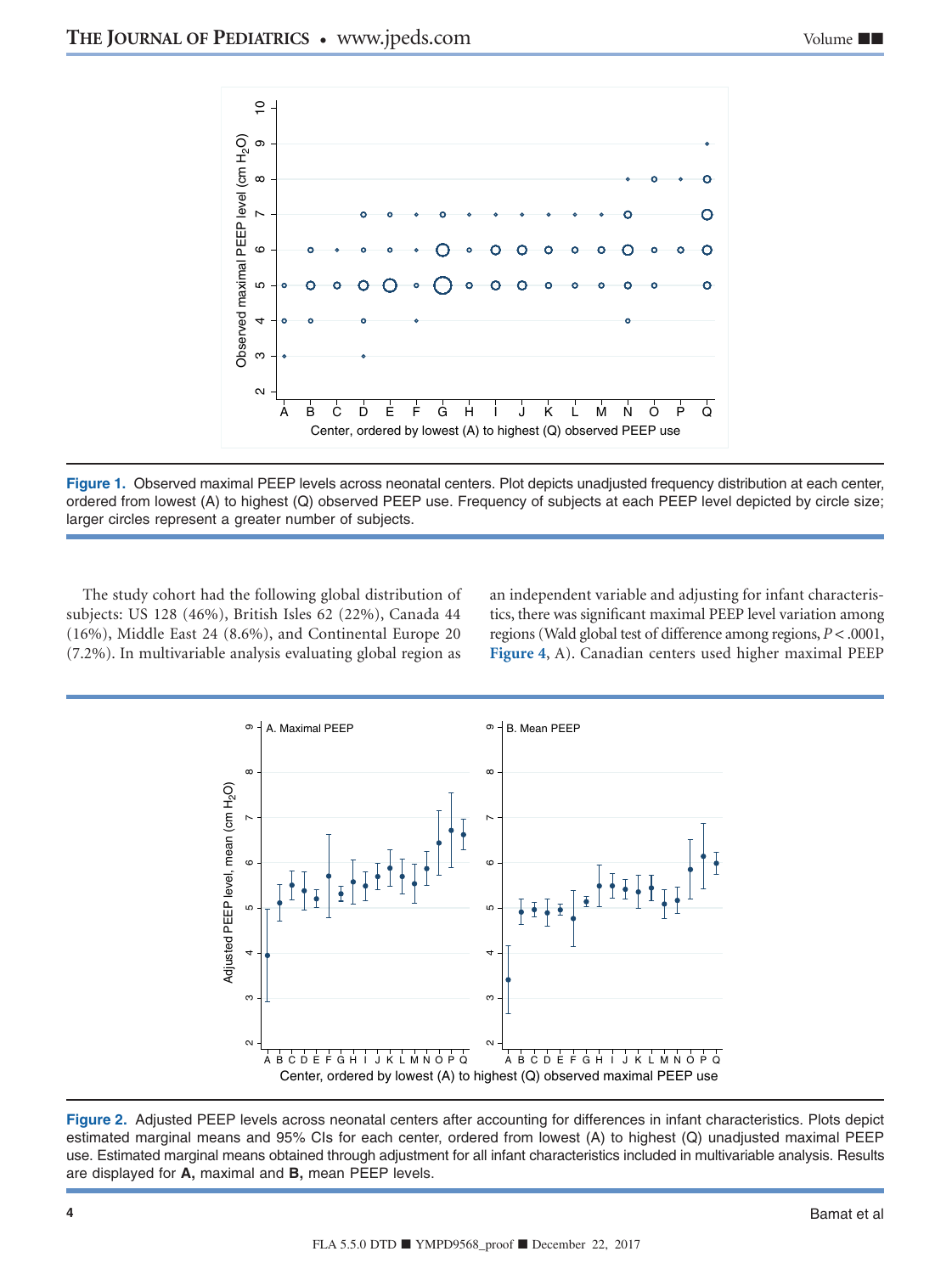**Figure 1.** Observed maximal PEEP levels across neonatal centers. Plot depicts unadjusted frequency distribution at each center, ordered from lowest (A) to highest (Q) observed PEEP use. Frequency of subjects at each PEEP level depicted by circle size; larger circles represent a greater number of subjects.

The study cohort had the following global distribution of subjects: US 128 (46%), British Isles 62 (22%), Canada 44 (16%), Middle East 24 (8.6%), and Continental Europe 20 (7.2%). In multivariable analysis evaluating global region as an independent variable and adjusting for infant characteristics, there was significant maximal PEEP level variation among regions (Wald global test of difference among regions, $P < .0001$, **Figure 4**, A). Canadian centers used higher maximal PEEP

**Figure 2.** Adjusted PEEP levels across neonatal centers after accounting for differences in infant characteristics. Plots depict estimated marginal means and 95% CIs for each center, ordered from lowest (A) to highest (Q) unadjusted maximal PEEP use. Estimated marginal means obtained through adjustment for all infant characteristics included in multivariable analysis. Results are displayed for **A,** maximal and **B,** mean PEEP levels.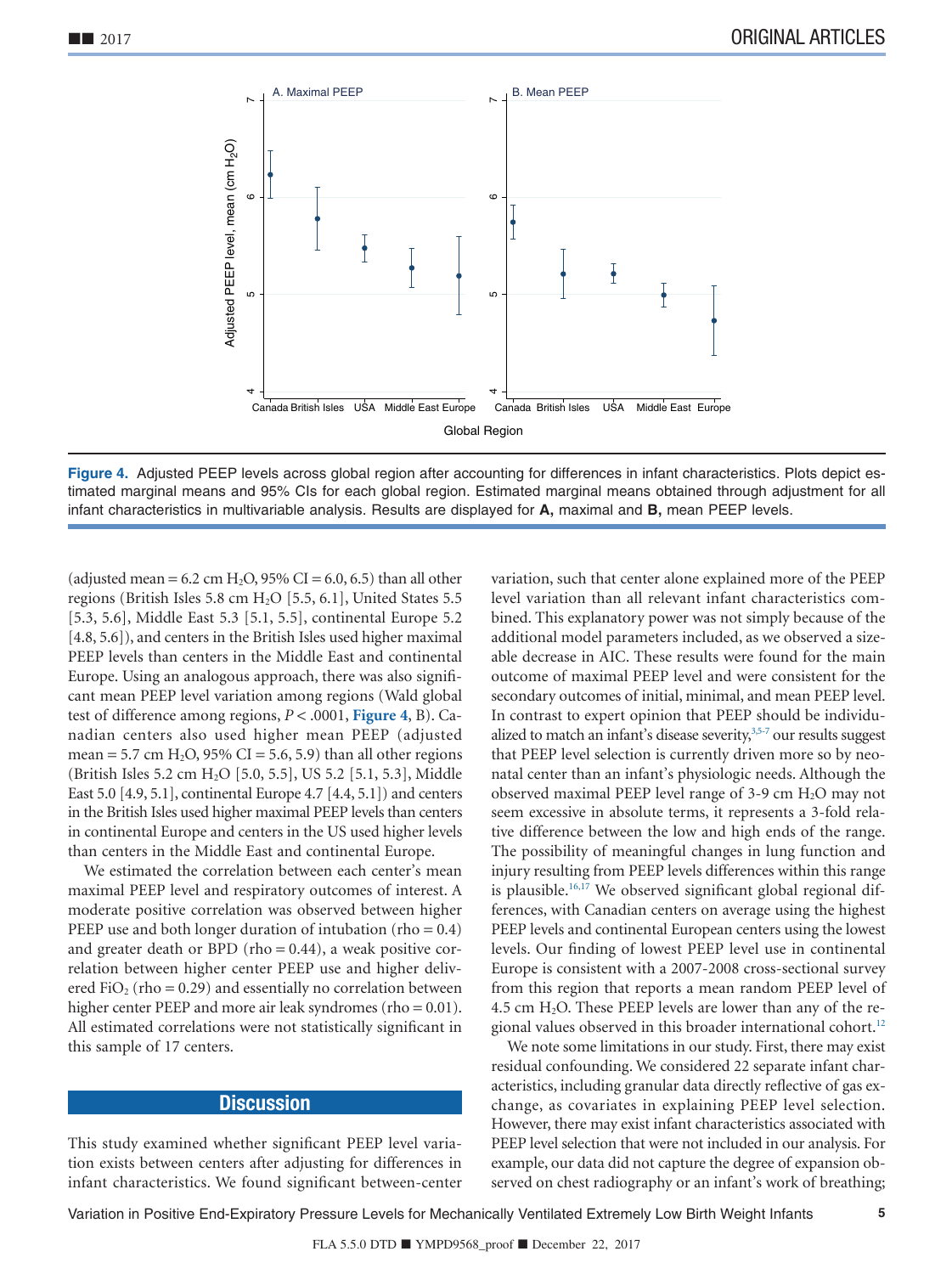Figure 4. Adjusted PEEP levels across global region after accounting for differences in infant characteristics. Plots depict estimated marginal means and 95% CIs for each global region. Estimated marginal means obtained through adjustment for all infant characteristics in multivariable analysis. Results are displayed for **A,** maximal and **B,** mean PEEP levels.

(adjusted mean = 6.2 cm $H_2O$, 95% CI = 6.0, 6.5) than all other regions (British Isles 5.8 cm $H_2O$ [5.5, 6.1], United States 5.5 [5.3, 5.6], Middle East 5.3 [5.1, 5.5], continental Europe 5.2 [4.8, 5.6]), and centers in the British Isles used higher maximal PEEP levels than centers in the Middle East and continental Europe. Using an analogous approach, there was also significant mean PEEP level variation among regions (Wald global test of difference among regions, $P < .0001$, Figure 4, B). Canadian centers also used higher mean PEEP (adjusted mean = 5.7 cm $H_2O$, 95% CI = 5.6, 5.9) than all other regions (British Isles 5.2 cm $H_2O$ [5.0, 5.5], US 5.2 [5.1, 5.3], Middle East 5.0 [4.9, 5.1], continental Europe 4.7 [4.4, 5.1]) and centers in the British Isles used higher maximal PEEP levels than centers in continental Europe and centers in the US used higher levels than centers in the Middle East and continental Europe.

We estimated the correlation between each center's mean maximal PEEP level and respiratory outcomes of interest. A moderate positive correlation was observed between higher PEEP use and both longer duration of intubation (rho = 0.4) and greater death or BPD (rho = 0.44), a weak positive correlation between higher center PEEP use and higher delivered $FiO_2$ (rho = 0.29) and essentially no correlation between higher center PEEP and more air leak syndromes (rho = 0.01). All estimated correlations were not statistically significant in this sample of 17 centers.

## Discussion

This study examined whether significant PEEP level variation exists between centers after adjusting for differences in infant characteristics. We found significant between-center variation, such that center alone explained more of the PEEP level variation than all relevant infant characteristics combined. This explanatory power was not simply because of the additional model parameters included, as we observed a sizeable decrease in AIC. These results were found for the main outcome of maximal PEEP level and were consistent for the secondary outcomes of initial, minimal, and mean PEEP level. In contrast to expert opinion that PEEP should be individualized to match an infant's disease severity,[3,5-7] our results suggest that PEEP level selection is currently driven more so by neonatal center than an infant's physiologic needs. Although the observed maximal PEEP level range of 3-9 cm $H_2O$ may not seem excessive in absolute terms, it represents a 3-fold relative difference between the low and high ends of the range. The possibility of meaningful changes in lung function and injury resulting from PEEP levels differences within this range is plausible.[16,17] We observed significant global regional differences, with Canadian centers on average using the highest PEEP levels and continental European centers using the lowest levels. Our finding of lowest PEEP level use in continental Europe is consistent with a 2007-2008 cross-sectional survey from this region that reports a mean random PEEP level of 4.5 cm $H_2O$. These PEEP levels are lower than any of the regional values observed in this broader international cohort.[12]

We note some limitations in our study. First, there may exist residual confounding. We considered 22 separate infant characteristics, including granular data directly reflective of gas exchange, as covariates in explaining PEEP level selection. However, there may exist infant characteristics associated with PEEP level selection that were not included in our analysis. For example, our data did not capture the degree of expansion observed on chest radiography or an infant's work of breathing;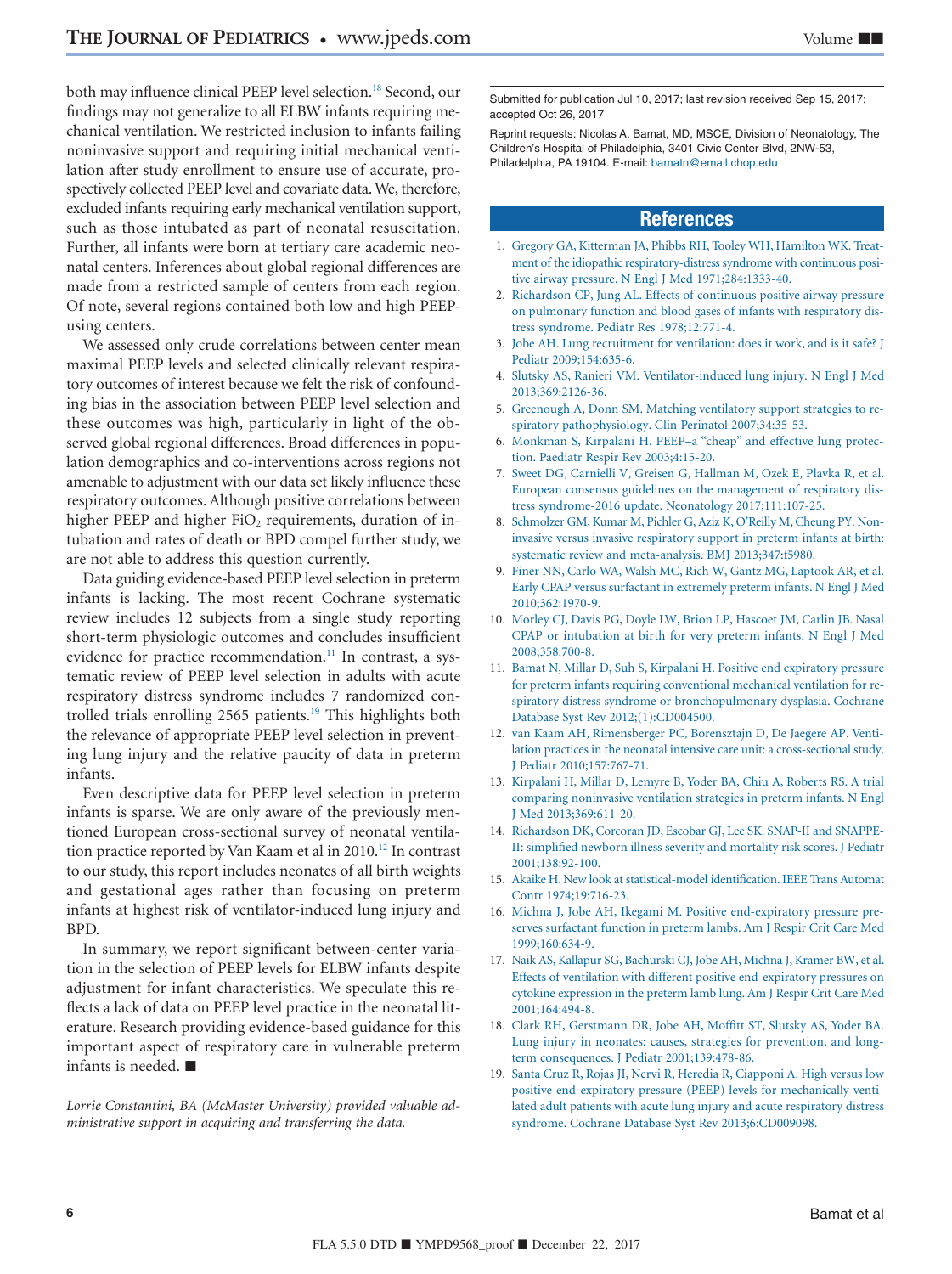both may influence clinical PEEP level selection.[18] Second, our findings may not generalize to all ELBW infants requiring mechanical ventilation. We restricted inclusion to infants failing noninvasive support and requiring initial mechanical ventilation after study enrollment to ensure use of accurate, prospectively collected PEEP level and covariate data. We, therefore, excluded infants requiring early mechanical ventilation support, such as those intubated as part of neonatal resuscitation. Further, all infants were born at tertiary care academic neonatal centers. Inferences about global regional differences are made from a restricted sample of centers from each region. Of note, several regions contained both low and high PEEP-using centers.

We assessed only crude correlations between center mean maximal PEEP levels and selected clinically relevant respiratory outcomes of interest because we felt the risk of confounding bias in the association between PEEP level selection and these outcomes was high, particularly in light of the observed global regional differences. Broad differences in population demographics and co-interventions across regions not amenable to adjustment with our data set likely influence these respiratory outcomes. Although positive correlations between higher PEEP and higher $FiO_2$ requirements, duration of intubation and rates of death or BPD compel further study, we are not able to address this question currently.

Data guiding evidence-based PEEP level selection in preterm infants is lacking. The most recent Cochrane systematic review includes 12 subjects from a single study reporting short-term physiologic outcomes and concludes insufficient evidence for practice recommendation.[11] In contrast, a systematic review of PEEP level selection in adults with acute respiratory distress syndrome includes 7 randomized controlled trials enrolling 2565 patients.[19] This highlights both the relevance of appropriate PEEP level selection in preventing lung injury and the relative paucity of data in preterm infants.

Even descriptive data for PEEP level selection in preterm infants is sparse. We are only aware of the previously mentioned European cross-sectional survey of neonatal ventilation practice reported by Van Kaam et al in 2010.[12] In contrast to our study, this report includes neonates of all birth weights and gestational ages rather than focusing on preterm infants at highest risk of ventilator-induced lung injury and BPD.

In summary, we report significant between-center variation in the selection of PEEP levels for ELBW infants despite adjustment for infant characteristics. We speculate this reflects a lack of data on PEEP level practice in the neonatal literature. Research providing evidence-based guidance for this important aspect of respiratory care in vulnerable preterm infants is needed. ■

*Lorrie Constantini, BA (McMaster University) provided valuable administrative support in acquiring and transferring the data.*

Submitted for publication Jul 10, 2017; last revision received Sep 15, 2017; accepted Oct 26, 2017

Reprint requests: Nicolas A. Bamat, MD, MSCE, Division of Neonatology, The Children's Hospital of Philadelphia, 3401 Civic Center Blvd, 2NW-53, Philadelphia, PA 19104. E-mail: bamatn@email.chop.edu

## References

1. Gregory GA, Kitterman JA, Phibbs RH, Tooley WH, Hamilton WK. Treatment of the idiopathic respiratory-distress syndrome with continuous positive airway pressure. N Engl J Med 1971;284:1333-40.
2. Richardson CP, Jung AL. Effects of continuous positive airway pressure on pulmonary function and blood gases of infants with respiratory distress syndrome. Pediatr Res 1978;12:771-4.
3. Jobe AH. Lung recruitment for ventilation: does it work, and is it safe? J Pediatr 2009;154:635-6.
4. Slutsky AS, Ranieri VM. Ventilator-induced lung injury. N Engl J Med 2013;369:2126-36.
5. Greenough A, Donn SM. Matching ventilatory support strategies to respiratory pathophysiology. Clin Perinatol 2007;34:35-53.
6. Monkman S, Kirpalani H. PEEP–a "cheap" and effective lung protection. Paediatr Respir Rev 2003;4:15-20.
7. Sweet DG, Carnielli V, Greisen G, Hallman M, Ozek E, Plavka R, et al. European consensus guidelines on the management of respiratory distress syndrome-2016 update. Neonatology 2017;111:107-25.
8. Schmolzer GM, Kumar M, Pichler G, Aziz K, O'Reilly M, Cheung PY. Non-invasive versus invasive respiratory support in preterm infants at birth: systematic review and meta-analysis. BMJ 2013;347:f5980.
9. Finer NN, Carlo WA, Walsh MC, Rich W, Gantz MG, Laptook AR, et al. Early CPAP versus surfactant in extremely preterm infants. N Engl J Med 2010;362:1970-9.
10. Morley CJ, Davis PG, Doyle LW, Brion LP, Hascoet JM, Carlin JB. Nasal CPAP or intubation at birth for very preterm infants. N Engl J Med 2008;358:700-8.
11. Bamat N, Millar D, Suh S, Kirpalani H. Positive end expiratory pressure for preterm infants requiring conventional mechanical ventilation for respiratory distress syndrome or bronchopulmonary dysplasia. Cochrane Database Syst Rev 2012;(1):CD004500.
12. van Kaam AH, Rimensberger PC, Borensztajn D, De Jaegere AP. Ventilation practices in the neonatal intensive care unit: a cross-sectional study. J Pediatr 2010;157:767-71.
13. Kirpalani H, Millar D, Lemyre B, Yoder BA, Chiu A, Roberts RS. A trial comparing noninvasive ventilation strategies in preterm infants. N Engl J Med 2013;369:611-20.
14. Richardson DK, Corcoran JD, Escobar GJ, Lee SK. SNAP-II and SNAPPE-II: simplified newborn illness severity and mortality risk scores. J Pediatr 2001;138:92-100.
15. Akaike H. New look at statistical-model identification. IEEE Trans Automat Contr 1974;19:716-23.
16. Michna J, Jobe AH, Ikegami M. Positive end-expiratory pressure preserves surfactant function in preterm lambs. Am J Respir Crit Care Med 1999;160:634-9.
17. Naik AS, Kallapur SG, Bachurski CJ, Jobe AH, Michna J, Kramer BW, et al. Effects of ventilation with different positive end-expiratory pressures on cytokine expression in the preterm lamb lung. Am J Respir Crit Care Med 2001;164:494-8.
18. Clark RH, Gerstmann DR, Jobe AH, Moffitt ST, Slutsky AS, Yoder BA. Lung injury in neonates: causes, strategies for prevention, and long-term consequences. J Pediatr 2001;139:478-86.
19. Santa Cruz R, Rojas JI, Nervi R, Heredia R, Ciapponi A. High versus low positive end-expiratory pressure (PEEP) levels for mechanically ventilated adult patients with acute lung injury and acute respiratory distress syndrome. Cochrane Database Syst Rev 2013;6:CD009098.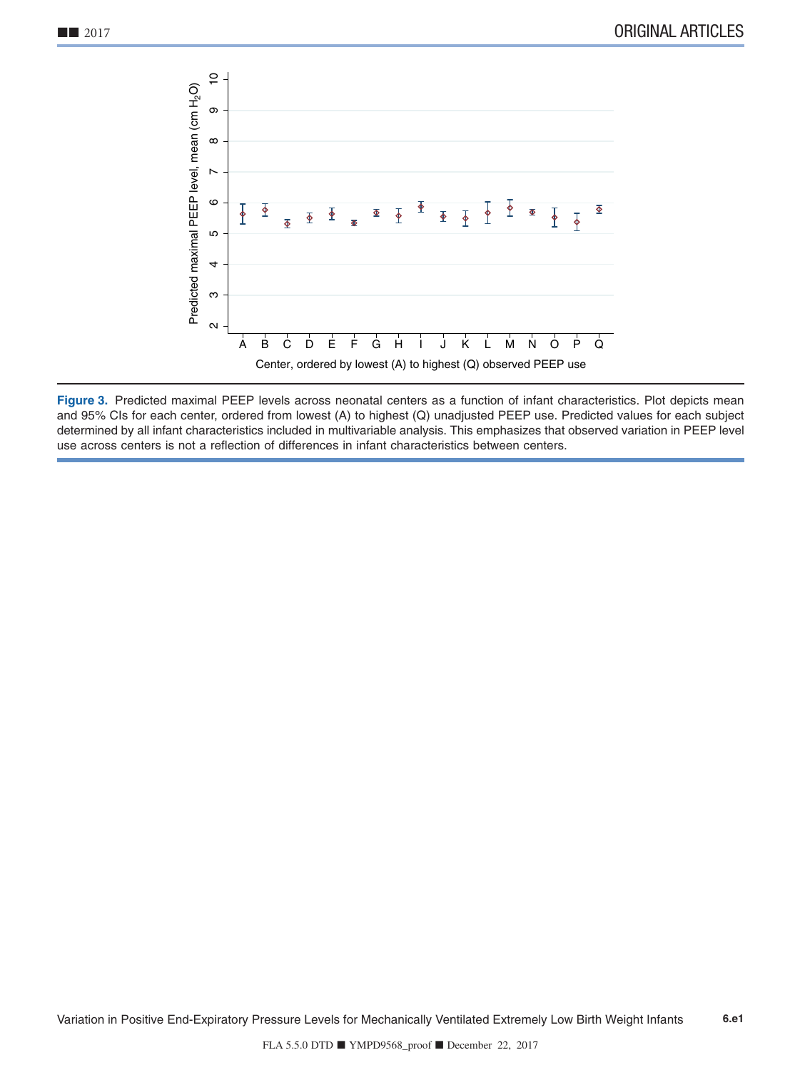**Figure 3.** Predicted maximal PEEP levels across neonatal centers as a function of infant characteristics. Plot depicts mean and 95% CIs for each center, ordered from lowest (A) to highest (Q) unadjusted PEEP use. Predicted values for each subject determined by all infant characteristics included in multivariable analysis. This emphasizes that observed variation in PEEP level use across centers is not a reflection of differences in infant characteristics between centers.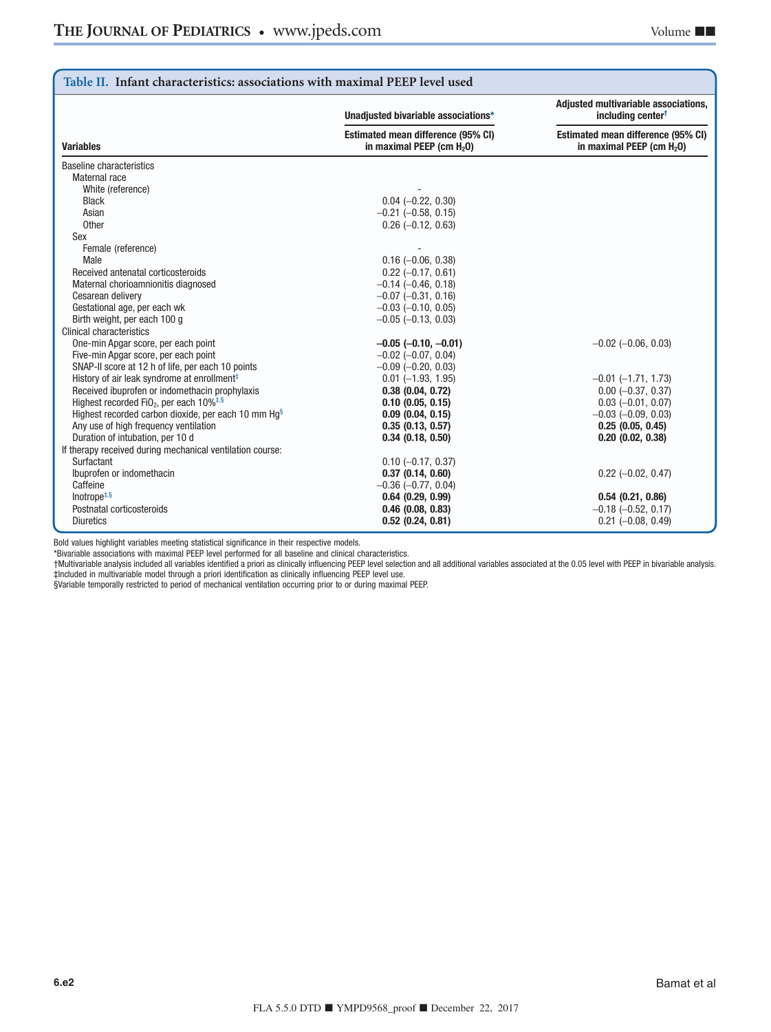**Table II. Infant characteristics: associations with maximal PEEP level used**

| Variables | Unadjusted bivariable associations* | Adjusted multivariable associations, including center† |
|---|---|---|
| | Estimated mean difference (95% CI) in maximal PEEP (cm $H_2O$) | Estimated mean difference (95% CI) in maximal PEEP (cm $H_2O$) |
| Baseline characteristics | | |
| Maternal race | | |
| White (reference) | - | |
| Black | 0.04 (−0.22, 0.30) | |
| Asian | −0.21 (−0.58, 0.15) | |
| Other | 0.26 (−0.12, 0.63) | |
| Sex | | |
| Female (reference) | - | |
| Male | 0.16 (−0.06, 0.38) | |
| Received antenatal corticosteroids | 0.22 (−0.17, 0.61) | |
| Maternal chorioamnionitis diagnosed | −0.14 (−0.46, 0.18) | |
| Cesarean delivery | −0.07 (−0.31, 0.16) | |
| Gestational age, per each wk | −0.03 (−0.10, 0.05) | |
| Birth weight, per each 100 g | −0.05 (−0.13, 0.03) | |
| Clinical characteristics | | |
| One-min Apgar score, per each point | **−0.05 (−0.10, −0.01)** | −0.02 (−0.06, 0.03) |
| Five-min Apgar score, per each point | −0.02 (−0.07, 0.04) | |
| SNAP-II score at 12 h of life, per each 10 points | −0.09 (−0.20, 0.03) | |
| History of air leak syndrome at enrollment‡ | 0.01 (−1.93, 1.95) | −0.01 (−1.71, 1.73) |
| Received ibuprofen or indomethacin prophylaxis | **0.38 (0.04, 0.72)** | 0.00 (−0.37, 0.37) |
| Highest recorded $FiO_2$, per each 10%‡,§ | **0.10 (0.05, 0.15)** | 0.03 (−0.01, 0.07) |
| Highest recorded carbon dioxide, per each 10 mm Hg§ | **0.09 (0.04, 0.15)** | −0.03 (−0.09, 0.03) |
| Any use of high frequency ventilation | **0.35 (0.13, 0.57)** | **0.25 (0.05, 0.45)** |
| Duration of intubation, per 10 d | **0.34 (0.18, 0.50)** | **0.20 (0.02, 0.38)** |
| If therapy received during mechanical ventilation course: | | |
| Surfactant | 0.10 (−0.17, 0.37) | |
| Ibuprofen or indomethacin | **0.37 (0.14, 0.60)** | 0.22 (−0.02, 0.47) |
| Caffeine | −0.36 (−0.77, 0.04) | |
| Inotrope‡,§ | **0.64 (0.29, 0.99)** | **0.54 (0.21, 0.86)** |
| Postnatal corticosteroids | **0.46 (0.08, 0.83)** | −0.18 (−0.52, 0.17) |
| Diuretics | **0.52 (0.24, 0.81)** | 0.21 (−0.08, 0.49) |

Bold values highlight variables meeting statistical significance in their respective models.
*Bivariable associations with maximal PEEP level performed for all baseline and clinical characteristics.
†Multivariable analysis included all variables identified a priori as clinically influencing PEEP level selection and all additional variables associated at the 0.05 level with PEEP in bivariable analysis.
‡Included in multivariable model through a priori identification as clinically influencing PEEP level use.
§Variable temporally restricted to period of mechanical ventilation occurring prior to or during maximal PEEP.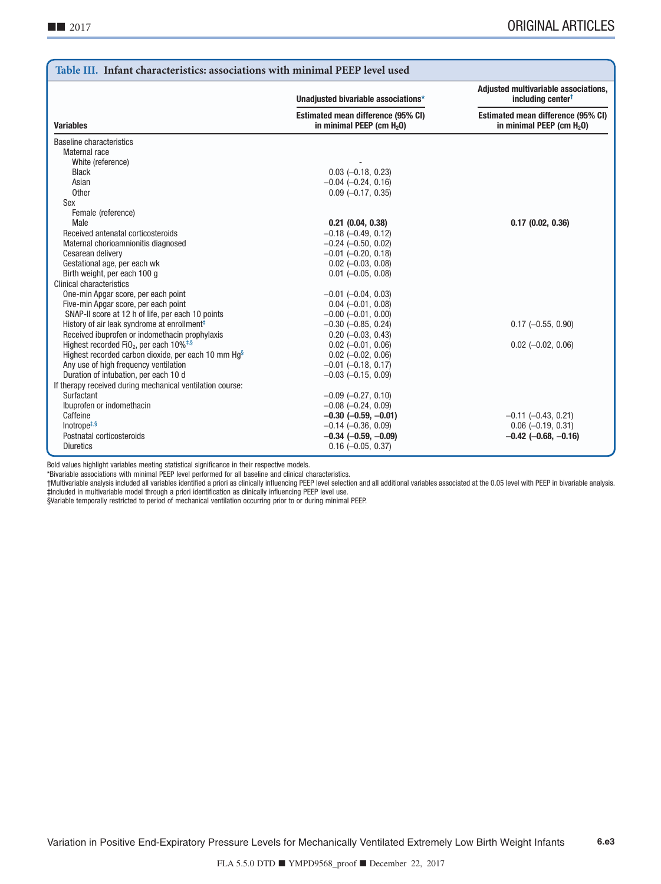**Table III. Infant characteristics: associations with minimal PEEP level used**

| Variables | Unadjusted bivariable associations* | Adjusted multivariable associations, including center† |
|---|---|---|
| | Estimated mean difference (95% CI) in minimal PEEP (cm $H_2O$) | Estimated mean difference (95% CI) in minimal PEEP (cm $H_2O$) |
| Baseline characteristics | | |
| Maternal race | | |
| White (reference) | - | |
| Black | 0.03 (−0.18, 0.23) | |
| Asian | −0.04 (−0.24, 0.16) | |
| Other | 0.09 (−0.17, 0.35) | |
| Sex | | |
| Female (reference) | | |
| Male | **0.21 (0.04, 0.38)** | **0.17 (0.02, 0.36)** |
| Received antenatal corticosteroids | −0.18 (−0.49, 0.12) | |
| Maternal chorioamnionitis diagnosed | −0.24 (−0.50, 0.02) | |
| Cesarean delivery | −0.01 (−0.20, 0.18) | |
| Gestational age, per each wk | 0.02 (−0.03, 0.08) | |
| Birth weight, per each 100 g | 0.01 (−0.05, 0.08) | |
| Clinical characteristics | | |
| One-min Apgar score, per each point | −0.01 (−0.04, 0.03) | |
| Five-min Apgar score, per each point | 0.04 (−0.01, 0.08) | |
| SNAP-II score at 12 h of life, per each 10 points | −0.00 (−0.01, 0.00) | |
| History of air leak syndrome at enrollment‡ | −0.30 (−0.85, 0.24) | 0.17 (−0.55, 0.90) |
| Received ibuprofen or indomethacin prophylaxis | 0.20 (−0.03, 0.43) | |
| Highest recorded $FiO_2$, per each 10%‡,§ | 0.02 (−0.01, 0.06) | 0.02 (−0.02, 0.06) |
| Highest recorded carbon dioxide, per each 10 mm Hg§ | 0.02 (−0.02, 0.06) | |
| Any use of high frequency ventilation | −0.01 (−0.18, 0.17) | |
| Duration of intubation, per each 10 d | −0.03 (−0.15, 0.09) | |
| If therapy received during mechanical ventilation course: | | |
| Surfactant | −0.09 (−0.27, 0.10) | |
| Ibuprofen or indomethacin | −0.08 (−0.24, 0.09) | |
| Caffeine | **−0.30 (−0.59, −0.01)** | −0.11 (−0.43, 0.21) |
| Inotrope‡,§ | −0.14 (−0.36, 0.09) | 0.06 (−0.19, 0.31) |
| Postnatal corticosteroids | **−0.34 (−0.59, −0.09)** | **−0.42 (−0.68, −0.16)** |
| Diuretics | 0.16 (−0.05, 0.37) | |

Bold values highlight variables meeting statistical significance in their respective models.
*Bivariable associations with minimal PEEP level performed for all baseline and clinical characteristics.
†Multivariable analysis included all variables identified a priori as clinically influencing PEEP level selection and all additional variables associated at the 0.05 level with PEEP in bivariable analysis.
‡Included in multivariable model through a priori identification as clinically influencing PEEP level use.
§Variable temporally restricted to period of mechanical ventilation occurring prior to or during minimal PEEP.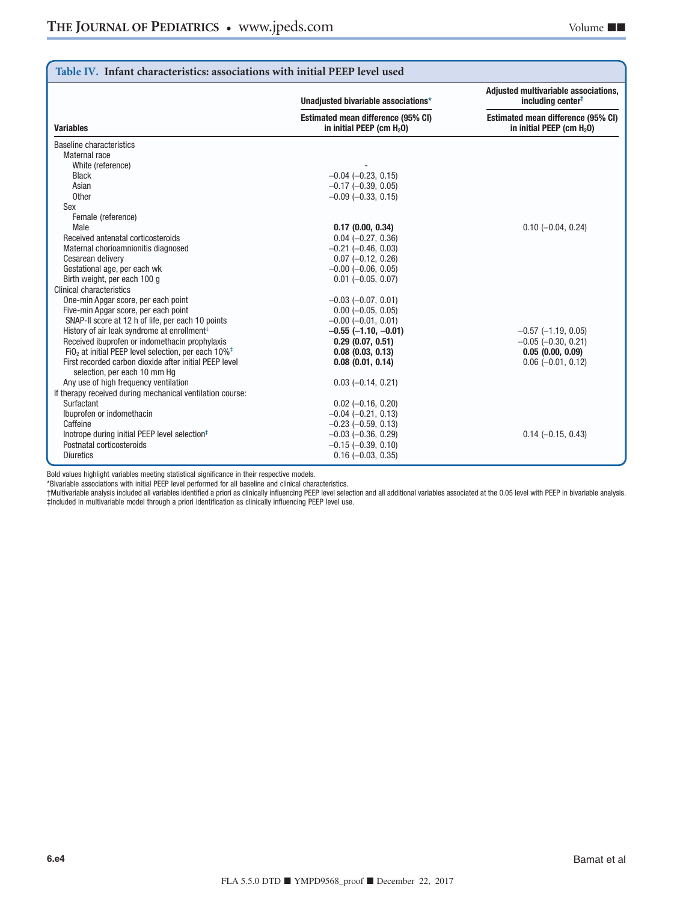**Table IV. Infant characteristics: associations with initial PEEP level used**

| Variables | Unadjusted bivariable associations* | Adjusted multivariable associations, including center† |
|---|---|---|
| | Estimated mean difference (95% CI) in initial PEEP (cm $H_2O$) | Estimated mean difference (95% CI) in initial PEEP (cm $H_2O$) |
| Baseline characteristics | | |
| Maternal race | | |
| White (reference) | - | |
| Black | −0.04 (−0.23, 0.15) | |
| Asian | −0.17 (−0.39, 0.05) | |
| Other | −0.09 (−0.33, 0.15) | |
| Sex | | |
| Female (reference) | | |
| Male | **0.17 (0.00, 0.34)** | 0.10 (−0.04, 0.24) |
| Received antenatal corticosteroids | 0.04 (−0.27, 0.36) | |
| Maternal chorioamnionitis diagnosed | −0.21 (−0.46, 0.03) | |
| Cesarean delivery | 0.07 (−0.12, 0.26) | |
| Gestational age, per each wk | −0.00 (−0.06, 0.05) | |
| Birth weight, per each 100 g | 0.01 (−0.05, 0.07) | |
| Clinical characteristics | | |
| One-min Apgar score, per each point | −0.03 (−0.07, 0.01) | |
| Five-min Apgar score, per each point | 0.00 (−0.05, 0.05) | |
| SNAP-II score at 12 h of life, per each 10 points | −0.00 (−0.01, 0.01) | |
| History of air leak syndrome at enrollment‡ | **−0.55 (−1.10, −0.01)** | −0.57 (−1.19, 0.05) |
| Received ibuprofen or indomethacin prophylaxis | **0.29 (0.07, 0.51)** | −0.05 (−0.30, 0.21) |
| $FiO_2$ at initial PEEP level selection, per each 10%‡ | **0.08 (0.03, 0.13)** | **0.05 (0.00, 0.09)** |
| First recorded carbon dioxide after initial PEEP level selection, per each 10 mm Hg | **0.08 (0.01, 0.14)** | 0.06 (−0.01, 0.12) |
| Any use of high frequency ventilation | 0.03 (−0.14, 0.21) | |
| If therapy received during mechanical ventilation course: | | |
| Surfactant | 0.02 (−0.16, 0.20) | |
| Ibuprofen or indomethacin | −0.04 (−0.21, 0.13) | |
| Caffeine | −0.23 (−0.59, 0.13) | |
| Inotrope during initial PEEP level selection‡ | −0.03 (−0.36, 0.29) | 0.14 (−0.15, 0.43) |
| Postnatal corticosteroids | −0.15 (−0.39, 0.10) | |
| Diuretics | 0.16 (−0.03, 0.35) | |

Bold values highlight variables meeting statistical significance in their respective models.
*Bivariable associations with initial PEEP level performed for all baseline and clinical characteristics.
†Multivariable analysis included all variables identified a priori as clinically influencing PEEP level selection and all additional variables associated at the 0.05 level with PEEP in bivariable analysis.
‡Included in multivariable model through a priori identification as clinically influencing PEEP level use.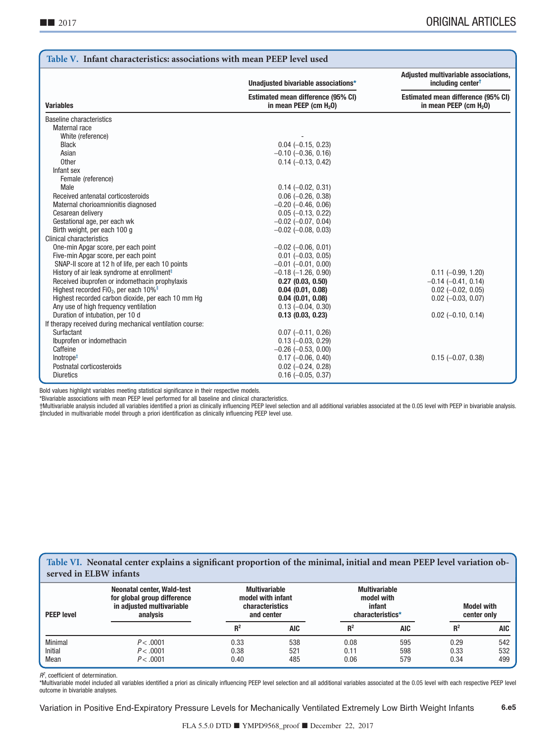**Table V. Infant characteristics: associations with mean PEEP level used**

| Variables | Unadjusted bivariable associations* Estimated mean difference (95% CI) in mean PEEP (cm $H_2O$) | Adjusted multivariable associations, including center† Estimated mean difference (95% CI) in mean PEEP (cm $H_2O$) |
|---|---|---|
| Baseline characteristics | | |
| Maternal race | | |
| White (reference) | - | |
| Black | 0.04 (−0.15, 0.23) | |
| Asian | −0.10 (−0.36, 0.16) | |
| Other | 0.14 (−0.13, 0.42) | |
| Infant sex | | |
| Female (reference) | | |
| Male | 0.14 (−0.02, 0.31) | |
| Received antenatal corticosteroids | 0.06 (−0.26, 0.38) | |
| Maternal chorioamnionitis diagnosed | −0.20 (−0.46, 0.06) | |
| Cesarean delivery | 0.05 (−0.13, 0.22) | |
| Gestational age, per each wk | −0.02 (−0.07, 0.04) | |
| Birth weight, per each 100 g | −0.02 (−0.08, 0.03) | |
| Clinical characteristics | | |
| One-min Apgar score, per each point | −0.02 (−0.06, 0.01) | |
| Five-min Apgar score, per each point | 0.01 (−0.03, 0.05) | |
| SNAP-II score at 12 h of life, per each 10 points | −0.01 (−0.01, 0.00) | |
| History of air leak syndrome at enrollment‡ | −0.18 (−1.26, 0.90) | 0.11 (−0.99, 1.20) |
| Received ibuprofen or indomethacin prophylaxis | **0.27 (0.03, 0.50)** | −0.14 (−0.41, 0.14) |
| Highest recorded $FiO_2$, per each 10%‡ | **0.04 (0.01, 0.08)** | 0.02 (−0.02, 0.05) |
| Highest recorded carbon dioxide, per each 10 mm Hg | **0.04 (0.01, 0.08)** | 0.02 (−0.03, 0.07) |
| Any use of high frequency ventilation | 0.13 (−0.04, 0.30) | |
| Duration of intubation, per 10 d | **0.13 (0.03, 0.23)** | 0.02 (−0.10, 0.14) |
| If therapy received during mechanical ventilation course: | | |
| Surfactant | 0.07 (−0.11, 0.26) | |
| Ibuprofen or indomethacin | 0.13 (−0.03, 0.29) | |
| Caffeine | −0.26 (−0.53, 0.00) | |
| Inotrope‡ | 0.17 (−0.06, 0.40) | 0.15 (−0.07, 0.38) |
| Postnatal corticosteroids | 0.02 (−0.24, 0.28) | |
| Diuretics | 0.16 (−0.05, 0.37) | |

Bold values highlight variables meeting statistical significance in their respective models.
*Bivariable associations with mean PEEP level performed for all baseline and clinical characteristics.
†Multivariable analysis included all variables identified a priori as clinically influencing PEEP level selection and all additional variables associated at the 0.05 level with PEEP in bivariable analysis.
‡Included in multivariable model through a priori identification as clinically influencing PEEP level use.

**Table VI. Neonatal center explains a significant proportion of the minimal, initial and mean PEEP level variation observed in ELBW infants**

| PEEP level | Neonatal center, Wald-test for global group difference in adjusted multivariable analysis | Multivariable model with infant characteristics and center | | Multivariable model with infant characteristics* | | Model with center only | |
|---|---|---|---|---|---|---|---|
| | | $R^2$ | AIC | $R^2$ | AIC | $R^2$ | AIC |
| Minimal | $P < .0001$ | 0.33 | 538 | 0.08 | 595 | 0.29 | 542 |
| Initial | $P < .0001$ | 0.38 | 521 | 0.11 | 598 | 0.33 | 532 |
| Mean | $P < .0001$ | 0.40 | 485 | 0.06 | 579 | 0.34 | 499 |

$R^2$, coefficient of determination.
*Multivariable model included all variables identified a priori as clinically influencing PEEP level selection and all additional variables associated at the 0.05 level with each respective PEEP level outcome in bivariable analyses.